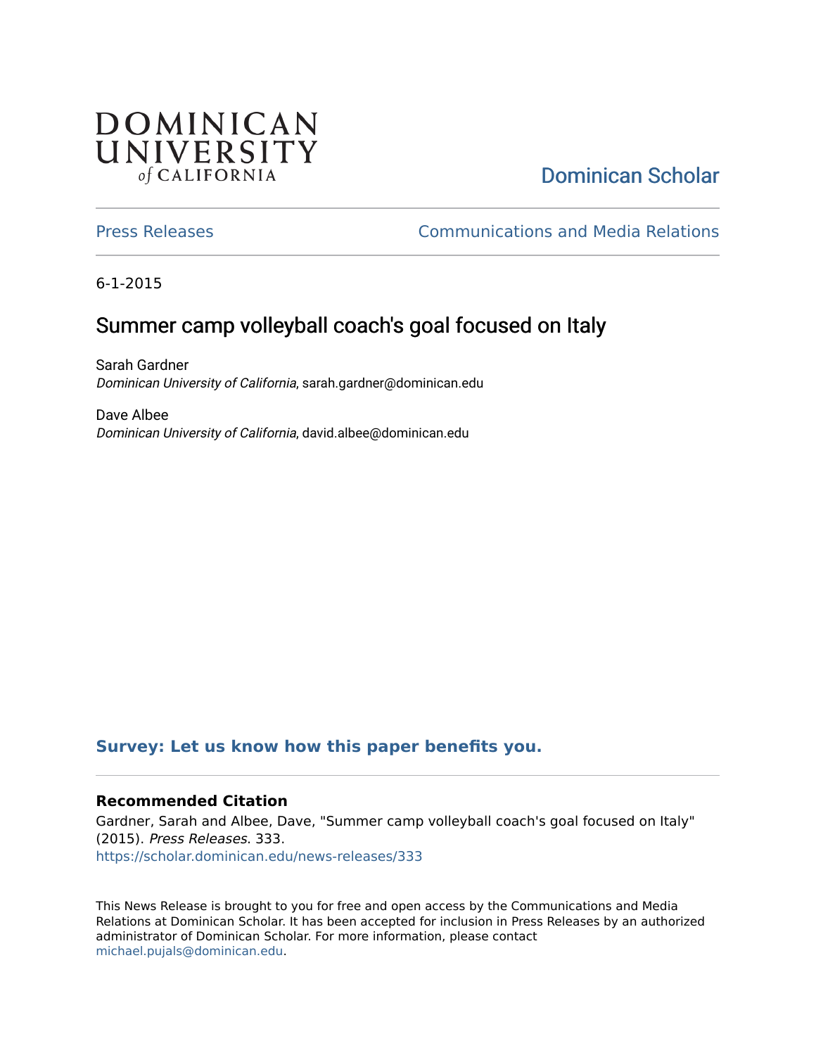DOMINICAN UNIVERSITY of CALIFORNIA

Dominican Scholar

Press Releases | Communications and Media Relations

6-1-2015

# Summer camp volleyball coach's goal focused on Italy

Sarah Gardner
*Dominican University of California*, sarah.gardner@dominican.edu

Dave Albee
*Dominican University of California*, david.albee@dominican.edu

**Survey: Let us know how this paper benefits you.**

### Recommended Citation

Gardner, Sarah and Albee, Dave, "Summer camp volleyball coach's goal focused on Italy" (2015). *Press Releases*. 333.
https://scholar.dominican.edu/news-releases/333

This News Release is brought to you for free and open access by the Communications and Media Relations at Dominican Scholar. It has been accepted for inclusion in Press Releases by an authorized administrator of Dominican Scholar. For more information, please contact michael.pujals@dominican.edu.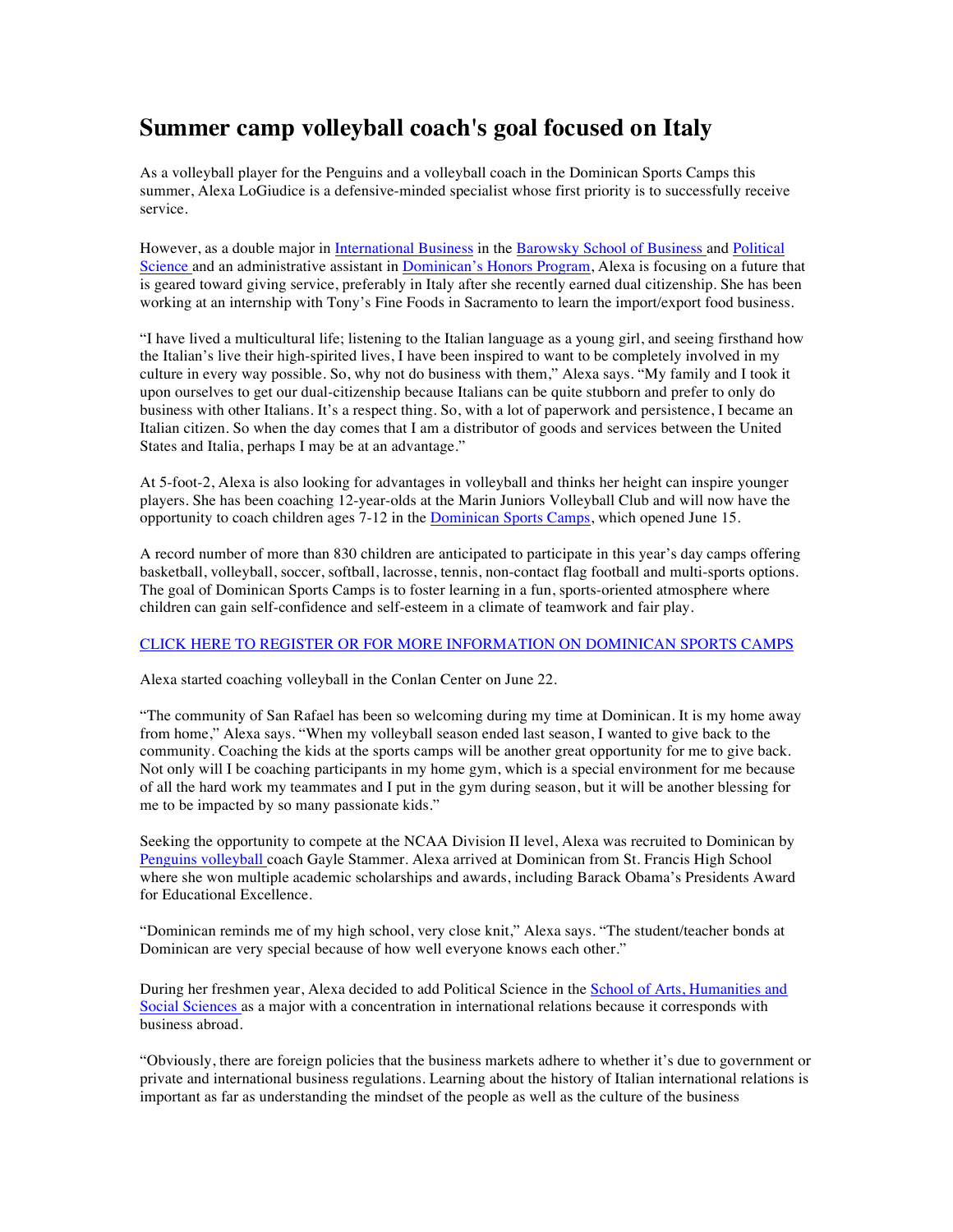# Summer camp volleyball coach's goal focused on Italy

As a volleyball player for the Penguins and a volleyball coach in the Dominican Sports Camps this summer, Alexa LoGiudice is a defensive-minded specialist whose first priority is to successfully receive service.

However, as a double major in International Business in the Barowsky School of Business and Political Science and an administrative assistant in Dominican's Honors Program, Alexa is focusing on a future that is geared toward giving service, preferably in Italy after she recently earned dual citizenship. She has been working at an internship with Tony's Fine Foods in Sacramento to learn the import/export food business.

"I have lived a multicultural life; listening to the Italian language as a young girl, and seeing firsthand how the Italian's live their high-spirited lives, I have been inspired to want to be completely involved in my culture in every way possible. So, why not do business with them," Alexa says. "My family and I took it upon ourselves to get our dual-citizenship because Italians can be quite stubborn and prefer to only do business with other Italians. It's a respect thing. So, with a lot of paperwork and persistence, I became an Italian citizen. So when the day comes that I am a distributor of goods and services between the United States and Italia, perhaps I may be at an advantage."

At 5-foot-2, Alexa is also looking for advantages in volleyball and thinks her height can inspire younger players. She has been coaching 12-year-olds at the Marin Juniors Volleyball Club and will now have the opportunity to coach children ages 7-12 in the Dominican Sports Camps, which opened June 15.

A record number of more than 830 children are anticipated to participate in this year's day camps offering basketball, volleyball, soccer, softball, lacrosse, tennis, non-contact flag football and multi-sports options. The goal of Dominican Sports Camps is to foster learning in a fun, sports-oriented atmosphere where children can gain self-confidence and self-esteem in a climate of teamwork and fair play.

CLICK HERE TO REGISTER OR FOR MORE INFORMATION ON DOMINICAN SPORTS CAMPS

Alexa started coaching volleyball in the Conlan Center on June 22.

"The community of San Rafael has been so welcoming during my time at Dominican. It is my home away from home," Alexa says. "When my volleyball season ended last season, I wanted to give back to the community. Coaching the kids at the sports camps will be another great opportunity for me to give back. Not only will I be coaching participants in my home gym, which is a special environment for me because of all the hard work my teammates and I put in the gym during season, but it will be another blessing for me to be impacted by so many passionate kids."

Seeking the opportunity to compete at the NCAA Division II level, Alexa was recruited to Dominican by Penguins volleyball coach Gayle Stammer. Alexa arrived at Dominican from St. Francis High School where she won multiple academic scholarships and awards, including Barack Obama's Presidents Award for Educational Excellence.

"Dominican reminds me of my high school, very close knit," Alexa says. "The student/teacher bonds at Dominican are very special because of how well everyone knows each other."

During her freshmen year, Alexa decided to add Political Science in the School of Arts, Humanities and Social Sciences as a major with a concentration in international relations because it corresponds with business abroad.

"Obviously, there are foreign policies that the business markets adhere to whether it's due to government or private and international business regulations. Learning about the history of Italian international relations is important as far as understanding the mindset of the people as well as the culture of the business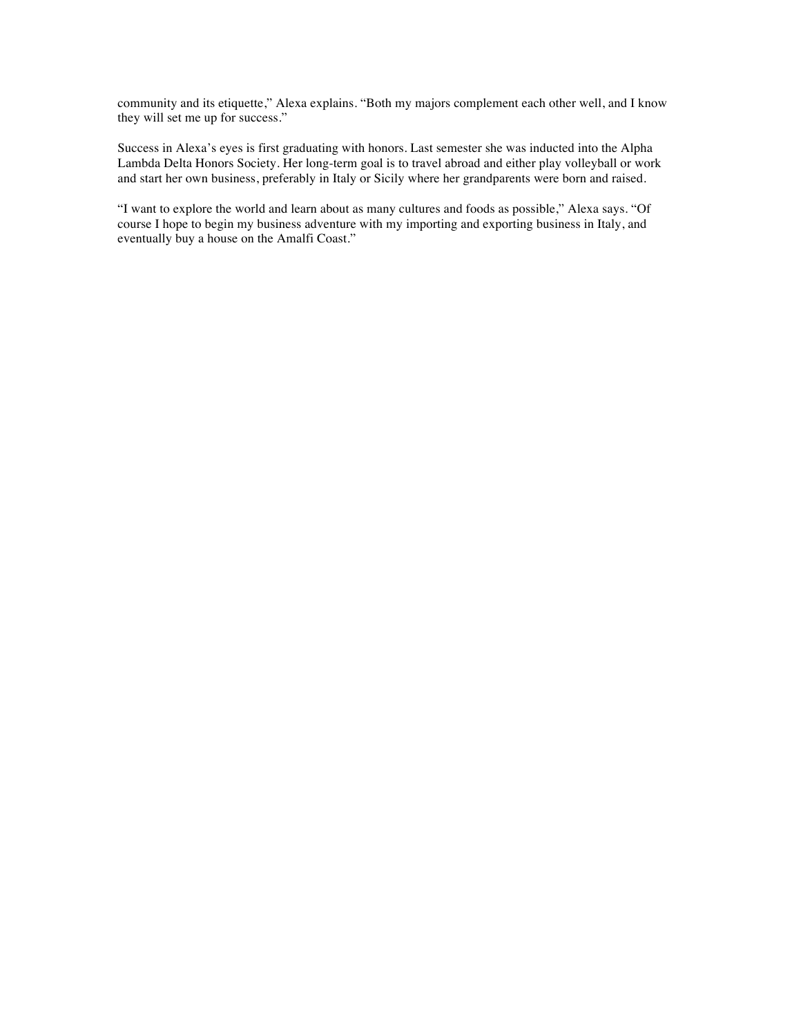community and its etiquette," Alexa explains. "Both my majors complement each other well, and I know they will set me up for success."

Success in Alexa's eyes is first graduating with honors. Last semester she was inducted into the Alpha Lambda Delta Honors Society. Her long-term goal is to travel abroad and either play volleyball or work and start her own business, preferably in Italy or Sicily where her grandparents were born and raised.

"I want to explore the world and learn about as many cultures and foods as possible," Alexa says. "Of course I hope to begin my business adventure with my importing and exporting business in Italy, and eventually buy a house on the Amalfi Coast."